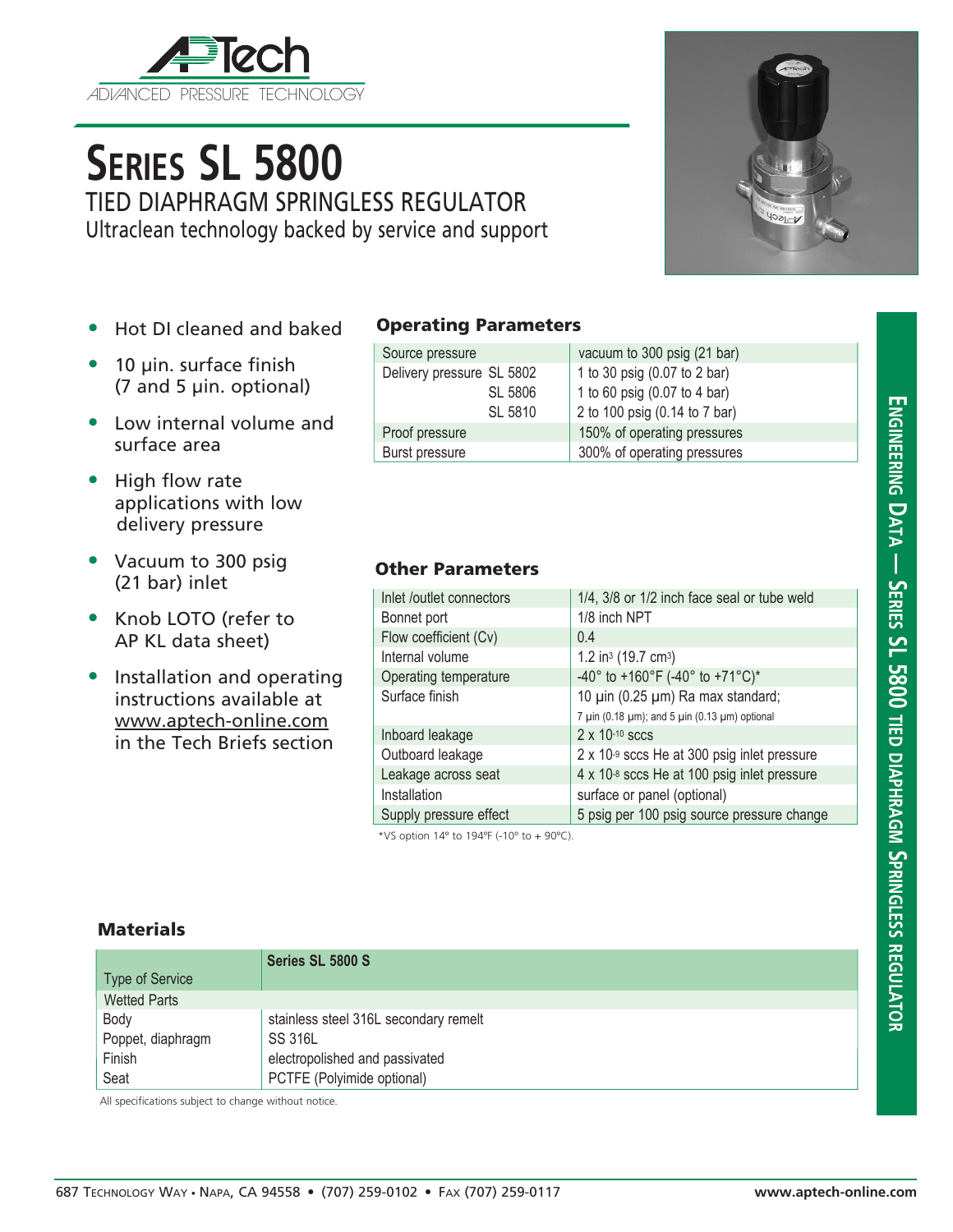APTech
ADVANCED PRESSURE TECHNOLOGY

# Series SL 5800

## TIED DIAPHRAGM SPRINGLESS REGULATOR

Ultraclean technology backed by service and support

- Hot DI cleaned and baked
- 10 µin. surface finish (7 and 5 µin. optional)
- Low internal volume and surface area
- High flow rate applications with low delivery pressure
- Vacuum to 300 psig (21 bar) inlet
- Knob LOTO (refer to AP KL data sheet)
- Installation and operating instructions available at www.aptech-online.com in the Tech Briefs section

### Operating Parameters

| | |
|---|---|
| Source pressure | vacuum to 300 psig (21 bar) |
| Delivery pressure SL 5802 | 1 to 30 psig (0.07 to 2 bar) |
| SL 5806 | 1 to 60 psig (0.07 to 4 bar) |
| SL 5810 | 2 to 100 psig (0.14 to 7 bar) |
| Proof pressure | 150% of operating pressures |
| Burst pressure | 300% of operating pressures |

### Other Parameters

| | |
|---|---|
| Inlet /outlet connectors | 1/4, 3/8 or 1/2 inch face seal or tube weld |
| Bonnet port | 1/8 inch NPT |
| Flow coefficient (Cv) | 0.4 |
| Internal volume | 1.2 $in^3$ (19.7 $cm^3$) |
| Operating temperature | -40° to +160°F (-40° to +71°C)* |
| Surface finish | 10 µin (0.25 µm) Ra max standard; 7 µin (0.18 µm); and 5 µin (0.13 µm) optional |
| Inboard leakage | $2 \times 10^{-10}$ sccs |
| Outboard leakage | $2 \times 10^{-9}$ sccs He at 300 psig inlet pressure |
| Leakage across seat | $4 \times 10^{-8}$ sccs He at 100 psig inlet pressure |
| Installation | surface or panel (optional) |
| Supply pressure effect | 5 psig per 100 psig source pressure change |

*VS option 14° to 194°F (-10° to + 90°C).

### Materials

| Type of Service | Series SL 5800 S |
|---|---|
| Wetted Parts | |
| Body | stainless steel 316L secondary remelt |
| Poppet, diaphragm | SS 316L |
| Finish | electropolished and passivated |
| Seat | PCTFE (Polyimide optional) |

All specifications subject to change without notice.

Engineering Data — Series SL 5800 Tied Diaphragm Springless Regulator

687 Technology Way • Napa, CA 94558 • (707) 259-0102 • Fax (707) 259-0117 www.aptech-online.com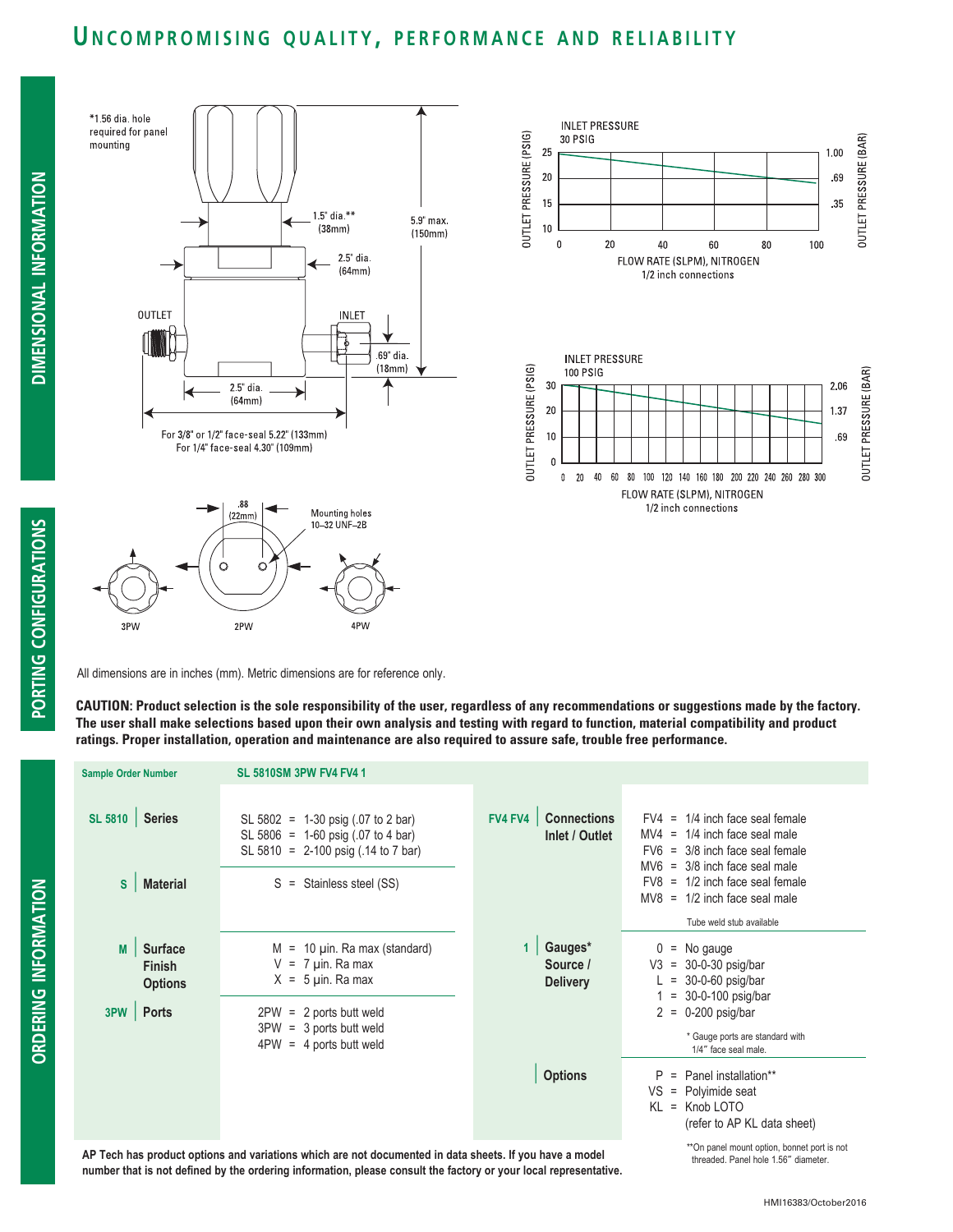## Uncompromising quality, performance and reliability

**DIMENSIONAL INFORMATION**

*1.56 dia. hole required for panel mounting

1.5" dia.** (38mm)

5.9" max. (150mm)

2.5" dia. (64mm)

OUTLET

INLET

.69" dia. (18mm)

2.5" dia. (64mm)

For 3/8" or 1/2" face-seal 5.22" (133mm)
For 1/4" face-seal 4.30" (109mm)

INLET PRESSURE
30 PSIG

OUTLET PRESSURE (PSIG)

25
20
15
10

0 20 40 60 80 100

1.00
.69
.35

OUTLET PRESSURE (BAR)

FLOW RATE (SLPM), NITROGEN
1/2 inch connections

INLET PRESSURE
100 PSIG

OUTLET PRESSURE (PSIG)

30
20
10
0

0 20 40 60 80 100 120 140 160 180 200 220 240 260 280 300

2.06
1.37
.69

OUTLET PRESSURE (BAR)

FLOW RATE (SLPM), NITROGEN
1/2 inch connections

**PORTING CONFIGURATIONS**

.88 (22mm)

Mounting holes 10–32 UNF–2B

3PW

2PW

4PW

All dimensions are in inches (mm). Metric dimensions are for reference only.

**CAUTION: Product selection is the sole responsibility of the user, regardless of any recommendations or suggestions made by the factory. The user shall make selections based upon their own analysis and testing with regard to function, material compatibility and product ratings. Proper installation, operation and maintenance are also required to assure safe, trouble free performance.**

**ORDERING INFORMATION**

**Sample Order Number** **SL 5810SM 3PW FV4 FV4 1**

| Code | Category | Options |
|---|---|---|
| **SL 5810** | **Series** | SL 5802 = 1-30 psig (.07 to 2 bar)<br>SL 5806 = 1-60 psig (.07 to 4 bar)<br>SL 5810 = 2-100 psig (.14 to 7 bar) |
| **S** | **Material** | S = Stainless steel (SS) |
| **M** | **Surface Finish Options** | M = 10 µin. Ra max (standard)<br>V = 7 µin. Ra max<br>X = 5 µin. Ra max |
| **3PW** | **Ports** | 2PW = 2 ports butt weld<br>3PW = 3 ports butt weld<br>4PW = 4 ports butt weld |
| **FV4 FV4** | **Connections Inlet / Outlet** | FV4 = 1/4 inch face seal female<br>MV4 = 1/4 inch face seal male<br>FV6 = 3/8 inch face seal female<br>MV6 = 3/8 inch face seal male<br>FV8 = 1/2 inch face seal female<br>MV8 = 1/2 inch face seal male<br>Tube weld stub available |
| **1** | **Gauges* Source / Delivery** | 0 = No gauge<br>V3 = 30-0-30 psig/bar<br>L = 30-0-60 psig/bar<br>1 = 30-0-100 psig/bar<br>2 = 0-200 psig/bar<br>* Gauge ports are standard with 1/4" face seal male. |
| | **Options** | P = Panel installation**<br>VS = Polyimide seat<br>KL = Knob LOTO (refer to AP KL data sheet) |

**AP Tech has product options and variations which are not documented in data sheets. If you have a model number that is not defined by the ordering information, please consult the factory or your local representative.**

**On panel mount option, bonnet port is not threaded. Panel hole 1.56" diameter.

HMI16383/October2016